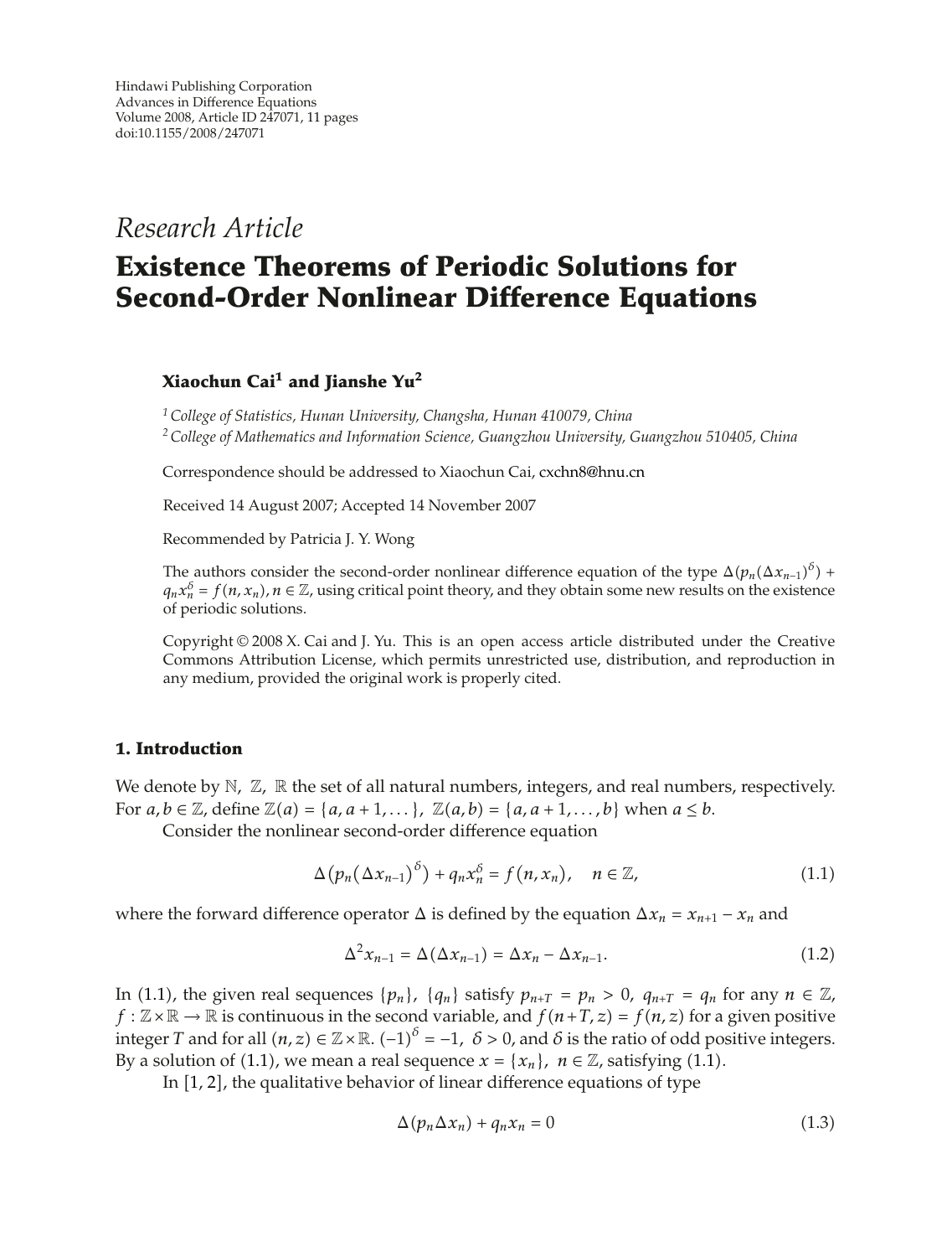Hindawi Publishing Corporation
Advances in Difference Equations
Volume 2008, Article ID 247071, 11 pages
doi:10.1155/2008/247071

*Research Article*

# Existence Theorems of Periodic Solutions for Second-Order Nonlinear Difference Equations

**Xiaochun Cai[1] and Jianshe Yu[2]**

[1] *College of Statistics, Hunan University, Changsha, Hunan 410079, China*
[2] *College of Mathematics and Information Science, Guangzhou University, Guangzhou 510405, China*

Correspondence should be addressed to Xiaochun Cai, cxchn8@hnu.cn

Received 14 August 2007; Accepted 14 November 2007

Recommended by Patricia J. Y. Wong

The authors consider the second-order nonlinear difference equation of the type $\Delta(p_n(\Delta x_{n-1})^{\delta}) + q_n x_n^{\delta} = f(n, x_n), n \in \mathbb{Z}$, using critical point theory, and they obtain some new results on the existence of periodic solutions.

Copyright © 2008 X. Cai and J. Yu. This is an open access article distributed under the Creative Commons Attribution License, which permits unrestricted use, distribution, and reproduction in any medium, provided the original work is properly cited.

## 1. Introduction

We denote by $\mathbb{N}$, $\mathbb{Z}$, $\mathbb{R}$ the set of all natural numbers, integers, and real numbers, respectively. For $a, b \in \mathbb{Z}$, define $\mathbb{Z}(a) = \{a, a+1, \dots\}$, $\mathbb{Z}(a, b) = \{a, a+1, \dots, b\}$ when $a \le b$.

Consider the nonlinear second-order difference equation

$$\Delta\left(p_n\left(\Delta x_{n-1}\right)^{\delta}\right) + q_n x_n^{\delta} = f\left(n, x_n\right), \quad n \in \mathbb{Z}, \tag{1.1}$$

where the forward difference operator $\Delta$ is defined by the equation $\Delta x_n = x_{n+1} - x_n$ and

$$\Delta^2 x_{n-1} = \Delta(\Delta x_{n-1}) = \Delta x_n - \Delta x_{n-1}. \tag{1.2}$$

In (1.1), the given real sequences $\{p_n\}$, $\{q_n\}$ satisfy $p_{n+T} = p_n > 0$, $q_{n+T} = q_n$ for any $n \in \mathbb{Z}$, $f : \mathbb{Z} \times \mathbb{R} \to \mathbb{R}$ is continuous in the second variable, and $f(n+T, z) = f(n, z)$ for a given positive integer $T$ and for all $(n, z) \in \mathbb{Z} \times \mathbb{R}$. $(-1)^{\delta} = -1$, $\delta > 0$, and $\delta$ is the ratio of odd positive integers. By a solution of (1.1), we mean a real sequence $x = \{x_n\}$, $n \in \mathbb{Z}$, satisfying (1.1).

In [1, 2], the qualitative behavior of linear difference equations of type

$$\Delta(p_n \Delta x_n) + q_n x_n = 0 \tag{1.3}$$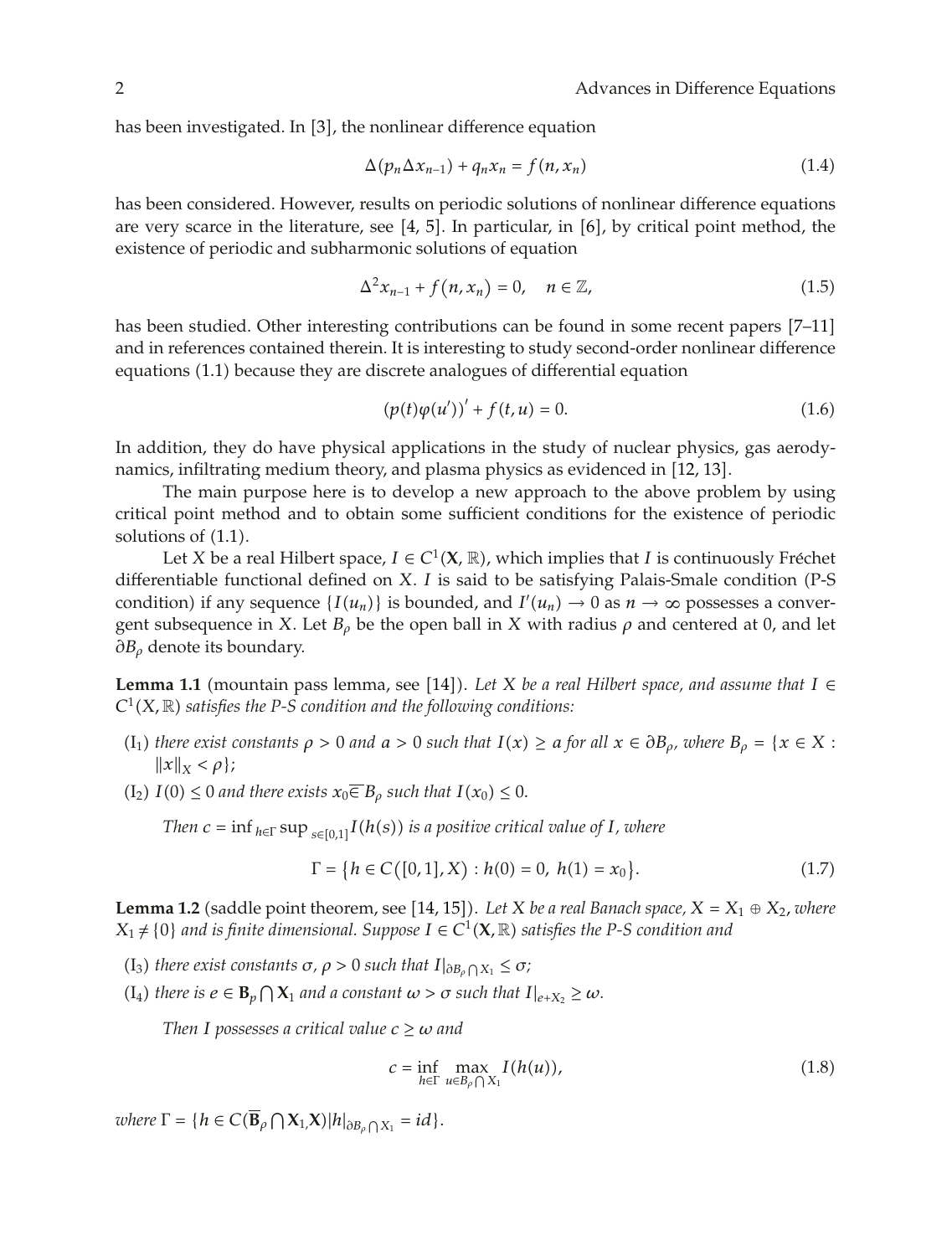has been investigated. In [3], the nonlinear difference equation

$$\Delta(p_n \Delta x_{n-1}) + q_n x_n = f(n, x_n) \tag{1.4}$$

has been considered. However, results on periodic solutions of nonlinear difference equations are very scarce in the literature, see [4, 5]. In particular, in [6], by critical point method, the existence of periodic and subharmonic solutions of equation

$$\Delta^2 x_{n-1} + f(n, x_n) = 0, \quad n \in \mathbb{Z}, \tag{1.5}$$

has been studied. Other interesting contributions can be found in some recent papers [7–11] and in references contained therein. It is interesting to study second-order nonlinear difference equations (1.1) because they are discrete analogues of differential equation

$$(p(t)\varphi(u'))' + f(t, u) = 0. \tag{1.6}$$

In addition, they do have physical applications in the study of nuclear physics, gas aerodynamics, infiltrating medium theory, and plasma physics as evidenced in [12, 13].

The main purpose here is to develop a new approach to the above problem by using critical point method and to obtain some sufficient conditions for the existence of periodic solutions of (1.1).

Let $X$ be a real Hilbert space, $I \in C^1(\mathbf{X}, \mathbb{R})$, which implies that $I$ is continuously Fréchet differentiable functional defined on $X$. $I$ is said to be satisfying Palais-Smale condition (P-S condition) if any sequence $\{I(u_n)\}$ is bounded, and $I'(u_n) \to 0$ as $n \to \infty$ possesses a convergent subsequence in $X$. Let $B_\rho$ be the open ball in $X$ with radius $\rho$ and centered at 0, and let $\partial B_\rho$ denote its boundary.

**Lemma 1.1** (mountain pass lemma, see [14]). *Let $X$ be a real Hilbert space, and assume that $I \in C^1(X, \mathbb{R})$ satisfies the P-S condition and the following conditions:*

- ($I_1$) *there exist constants $\rho > 0$ and $a > 0$ such that $I(x) \geq a$ for all $x \in \partial B_\rho$, where $B_\rho = \{x \in X : \|x\|_X < \rho\}$;*
- ($I_2$) *$I(0) \leq 0$ and there exists $x_0 \overline{\in} B_\rho$ such that $I(x_0) \leq 0$.*

*Then $c = \inf_{h \in \Gamma} \sup_{s \in [0,1]} I(h(s))$ is a positive critical value of $I$, where*

$$\Gamma = \{h \in C([0,1], X) : h(0) = 0,\ h(1) = x_0\}. \tag{1.7}$$

**Lemma 1.2** (saddle point theorem, see [14, 15]). *Let $X$ be a real Banach space, $X = X_1 \oplus X_2$, where $X_1 \neq \{0\}$ and is finite dimensional. Suppose $I \in C^1(\mathbf{X}, \mathbb{R})$ satisfies the P-S condition and*

- ($I_3$) *there exist constants $\sigma, \rho > 0$ such that $I|_{\partial B_\rho \bigcap X_1} \leq \sigma$;*
- ($I_4$) *there is $e \in \mathbf{B}_p \bigcap \mathbf{X}_1$ and a constant $\omega > \sigma$ such that $I|_{e + X_2} \geq \omega$.*

*Then $I$ possesses a critical value $c \geq \omega$ and*

$$c = \inf_{h \in \Gamma} \max_{u \in B_\rho \bigcap X_1} I(h(u)), \tag{1.8}$$

*where $\Gamma = \{h \in C(\overline{\mathbf{B}}_\rho \bigcap \mathbf{X}_1, \mathbf{X}) | h|_{\partial B_\rho \bigcap X_1} = id\}$.*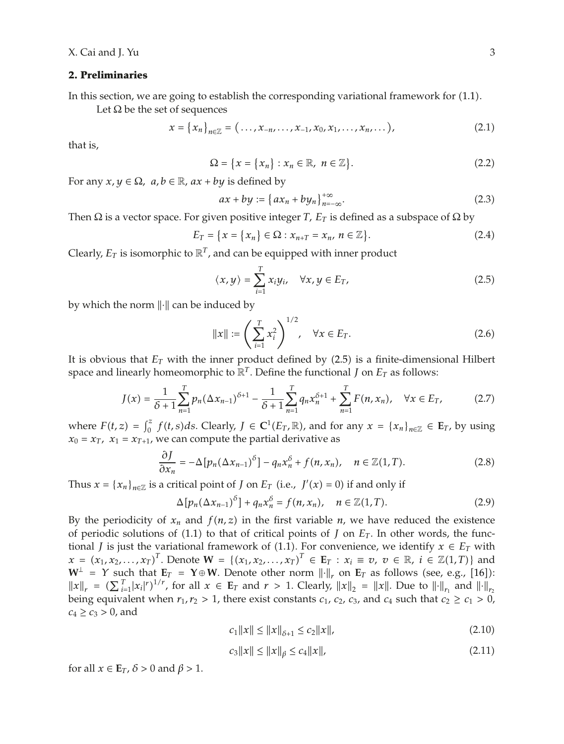## 2. Preliminaries

In this section, we are going to establish the corresponding variational framework for (1.1).

Let $\Omega$ be the set of sequences

$$x = \{x_n\}_{n\in\mathbb{Z}} = (\ldots, x_{-n}, \ldots, x_{-1}, x_0, x_1, \ldots, x_n, \ldots), \tag{2.1}$$

that is,

$$\Omega = \{x = \{x_n\} : x_n \in \mathbb{R},\ n \in \mathbb{Z}\}. \tag{2.2}$$

For any $x, y \in \Omega$, $a, b \in \mathbb{R}$, $ax + by$ is defined by

$$ax + by := \{ax_n + by_n\}_{n=-\infty}^{+\infty}. \tag{2.3}$$

Then $\Omega$ is a vector space. For given positive integer $T$, $E_T$ is defined as a subspace of $\Omega$ by

$$E_T = \{x = \{x_n\} \in \Omega : x_{n+T} = x_n,\ n \in \mathbb{Z}\}. \tag{2.4}$$

Clearly, $E_T$ is isomorphic to $\mathbb{R}^T$, and can be equipped with inner product

$$\langle x, y\rangle = \sum_{i=1}^{T} x_i y_i, \quad \forall x, y \in E_T, \tag{2.5}$$

by which the norm $\|\cdot\|$ can be induced by

$$\|x\| := \left(\sum_{i=1}^{T} x_i^2\right)^{1/2}, \quad \forall x \in E_T. \tag{2.6}$$

It is obvious that $E_T$ with the inner product defined by (2.5) is a finite-dimensional Hilbert space and linearly homeomorphic to $\mathbb{R}^T$. Define the functional $J$ on $E_T$ as follows:

$$J(x) = \frac{1}{\delta+1}\sum_{n=1}^{T} p_n (\Delta x_{n-1})^{\delta+1} - \frac{1}{\delta+1}\sum_{n=1}^{T} q_n x_n^{\delta+1} + \sum_{n=1}^{T} F(n, x_n), \quad \forall x \in E_T, \tag{2.7}$$

where $F(t,z) = \int_0^z f(t,s)ds$. Clearly, $J \in \mathbf{C}^1(E_T, \mathbb{R})$, and for any $x = \{x_n\}_{n\in\mathbb{Z}} \in \mathbf{E}_T$, by using $x_0 = x_T$, $x_1 = x_{T+1}$, we can compute the partial derivative as

$$\frac{\partial J}{\partial x_n} = -\Delta\left[p_n (\Delta x_{n-1})^{\delta}\right] - q_n x_n^{\delta} + f(n, x_n), \quad n \in \mathbb{Z}(1, T). \tag{2.8}$$

Thus $x = \{x_n\}_{n\in\mathbb{Z}}$ is a critical point of $J$ on $E_T$ (i.e., $J'(x) = 0$) if and only if

$$\Delta\left[p_n (\Delta x_{n-1})^{\delta}\right] + q_n x_n^{\delta} = f(n, x_n), \quad n \in \mathbb{Z}(1, T). \tag{2.9}$$

By the periodicity of $x_n$ and $f(n,z)$ in the first variable $n$, we have reduced the existence of periodic solutions of (1.1) to that of critical points of $J$ on $E_T$. In other words, the functional $J$ is just the variational framework of (1.1). For convenience, we identify $x \in E_T$ with $x = (x_1, x_2, \ldots, x_T)^T$. Denote $\mathbf{W} = \{(x_1, x_2, \ldots, x_T)^T \in \mathbf{E}_T : x_i \equiv v,\ v \in \mathbb{R},\ i \in \mathbb{Z}(1, T)\}$ and $\mathbf{W}^{\perp} = Y$ such that $\mathbf{E}_T = \mathbf{Y} \oplus \mathbf{W}$. Denote other norm $\|\cdot\|_r$ on $\mathbf{E}_T$ as follows (see, e.g., [16]): $\|x\|_r = (\sum_{i=1}^{T} |x_i|^r)^{1/r}$, for all $x \in \mathbf{E}_T$ and $r > 1$. Clearly, $\|x\|_2 = \|x\|$. Due to $\|\cdot\|_{r_1}$ and $\|\cdot\|_{r_2}$ being equivalent when $r_1, r_2 > 1$, there exist constants $c_1$, $c_2$, $c_3$, and $c_4$ such that $c_2 \geq c_1 > 0$, $c_4 \geq c_3 > 0$, and

$$c_1\|x\| \leq \|x\|_{\delta+1} \leq c_2\|x\|, \tag{2.10}$$

$$c_3\|x\| \leq \|x\|_{\beta} \leq c_4\|x\|, \tag{2.11}$$

for all $x \in \mathbf{E}_T$, $\delta > 0$ and $\beta > 1$.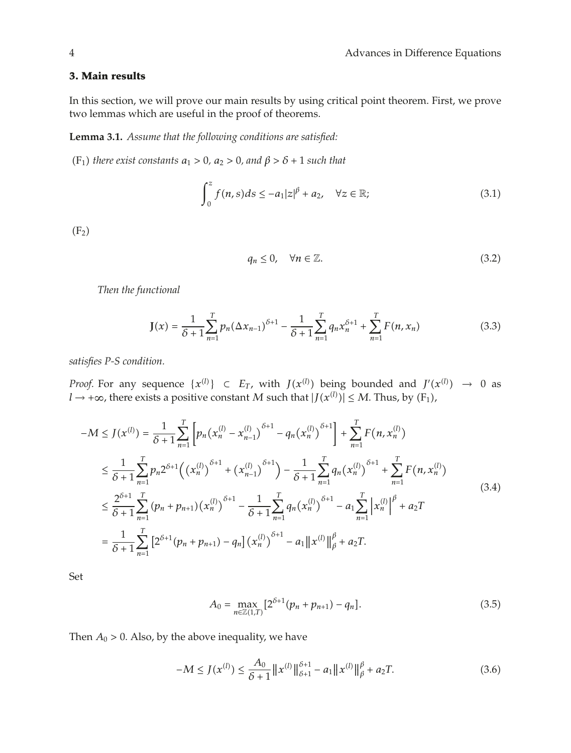## 3. Main results

In this section, we will prove our main results by using critical point theorem. First, we prove two lemmas which are useful in the proof of theorems.

**Lemma 3.1.** *Assume that the following conditions are satisfied:*

($F_1$) *there exist constants $a_1 > 0$, $a_2 > 0$, and $\beta > \delta + 1$ such that*

$$\int_0^z f(n,s)ds \leq -a_1|z|^\beta + a_2, \quad \forall z \in \mathbb{R}; \tag{3.1}$$

($F_2$)

$$q_n \leq 0, \quad \forall n \in \mathbb{Z}. \tag{3.2}$$

*Then the functional*

$$\mathbf{J}(x) = \frac{1}{\delta+1}\sum_{n=1}^{T} p_n(\Delta x_{n-1})^{\delta+1} - \frac{1}{\delta+1}\sum_{n=1}^{T} q_n x_n^{\delta+1} + \sum_{n=1}^{T} F(n, x_n) \tag{3.3}$$

*satisfies P-S condition.*

*Proof.* For any sequence $\{x^{(l)}\} \subset E_T$, with $J(x^{(l)})$ being bounded and $J'(x^{(l)}) \to 0$ as $l \to +\infty$, there exists a positive constant $M$ such that $|J(x^{(l)})| \leq M$. Thus, by ($F_1$),

$$\begin{aligned}
-M \leq J(x^{(l)}) &= \frac{1}{\delta+1}\sum_{n=1}^{T}\left[p_n\left(x_n^{(l)} - x_{n-1}^{(l)}\right)^{\delta+1} - q_n\left(x_n^{(l)}\right)^{\delta+1}\right] + \sum_{n=1}^{T} F\left(n, x_n^{(l)}\right) \\
&\leq \frac{1}{\delta+1}\sum_{n=1}^{T} p_n 2^{\delta+1}\left(\left(x_n^{(l)}\right)^{\delta+1} + \left(x_{n-1}^{(l)}\right)^{\delta+1}\right) - \frac{1}{\delta+1}\sum_{n=1}^{T} q_n\left(x_n^{(l)}\right)^{\delta+1} + \sum_{n=1}^{T} F\left(n, x_n^{(l)}\right) \\
&\leq \frac{2^{\delta+1}}{\delta+1}\sum_{n=1}^{T}(p_n + p_{n+1})\left(x_n^{(l)}\right)^{\delta+1} - \frac{1}{\delta+1}\sum_{n=1}^{T} q_n\left(x_n^{(l)}\right)^{\delta+1} - a_1\sum_{n=1}^{T}\left|x_n^{(l)}\right|^\beta + a_2 T \\
&= \frac{1}{\delta+1}\sum_{n=1}^{T}\left[2^{\delta+1}(p_n + p_{n+1}) - q_n\right]\left(x_n^{(l)}\right)^{\delta+1} - a_1\left\|x^{(l)}\right\|_\beta^\beta + a_2 T.
\end{aligned} \tag{3.4}$$

Set

$$A_0 = \max_{n \in \mathbb{Z}(1,T)}\left[2^{\delta+1}(p_n + p_{n+1}) - q_n\right]. \tag{3.5}$$

Then $A_0 > 0$. Also, by the above inequality, we have

$$-M \leq J(x^{(l)}) \leq \frac{A_0}{\delta+1}\left\|x^{(l)}\right\|_{\delta+1}^{\delta+1} - a_1\left\|x^{(l)}\right\|_\beta^\beta + a_2 T. \tag{3.6}$$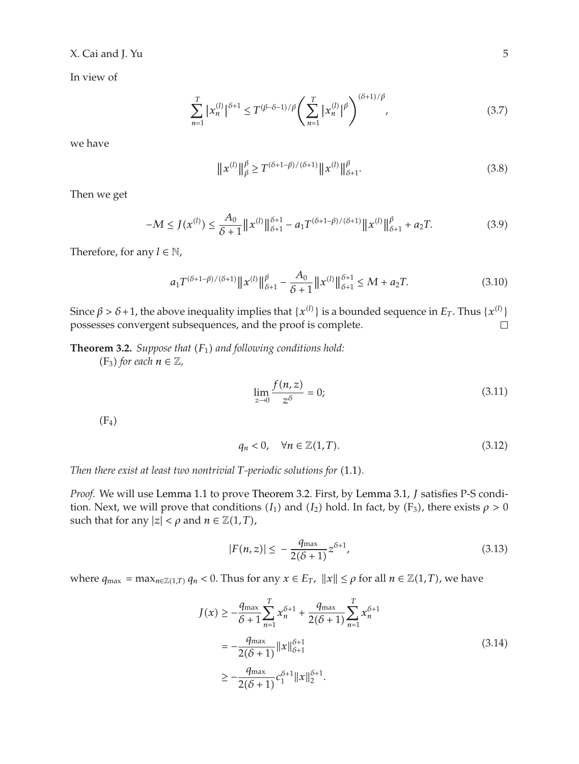In view of

$$\sum_{n=1}^{T}\left|x_n^{(l)}\right|^{\delta+1} \le T^{(\beta-\delta-1)/\beta}\left(\sum_{n=1}^{T}\left|x_n^{(l)}\right|^{\beta}\right)^{(\delta+1)/\beta}, \tag{3.7}$$

we have

$$\left\|x^{(l)}\right\|_{\beta}^{\beta} \ge T^{(\delta+1-\beta)/(\delta+1)}\left\|x^{(l)}\right\|_{\delta+1}^{\beta}. \tag{3.8}$$

Then we get

$$-M \le J(x^{(l)}) \le \frac{A_0}{\delta+1}\left\|x^{(l)}\right\|_{\delta+1}^{\delta+1} - a_1 T^{(\delta+1-\beta)/(\delta+1)}\left\|x^{(l)}\right\|_{\delta+1}^{\beta} + a_2 T. \tag{3.9}$$

Therefore, for any $l \in \mathbb{N}$,

$$a_1 T^{(\delta+1-\beta)/(\delta+1)}\left\|x^{(l)}\right\|_{\delta+1}^{\beta} - \frac{A_0}{\delta+1}\left\|x^{(l)}\right\|_{\delta+1}^{\delta+1} \le M + a_2 T. \tag{3.10}$$

Since $\beta > \delta+1$, the above inequality implies that $\{x^{(l)}\}$ is a bounded sequence in $E_T$. Thus $\{x^{(l)}\}$ possesses convergent subsequences, and the proof is complete. □

**Theorem 3.2.** *Suppose that* $(F_1)$ *and following conditions hold:*

$(F_3)$ *for each* $n \in \mathbb{Z}$,

$$\lim_{z\to 0}\frac{f(n,z)}{z^{\delta}} = 0; \tag{3.11}$$

$(F_4)$

$$q_n < 0, \quad \forall n \in \mathbb{Z}(1,T). \tag{3.12}$$

*Then there exist at least two nontrivial* $T$*-periodic solutions for* (1.1)*.*

*Proof.* We will use Lemma 1.1 to prove Theorem 3.2. First, by Lemma 3.1, $J$ satisfies P-S condition. Next, we will prove that conditions $(I_1)$ and $(I_2)$ hold. In fact, by $(F_3)$, there exists $\rho > 0$ such that for any $|z| < \rho$ and $n \in \mathbb{Z}(1,T)$,

$$|F(n,z)| \le -\frac{q_{\max}}{2(\delta+1)}z^{\delta+1}, \tag{3.13}$$

where $q_{\max} = \max_{n\in\mathbb{Z}(1,T)} q_n < 0$. Thus for any $x \in E_T$, $\|x\| \le \rho$ for all $n \in \mathbb{Z}(1,T)$, we have

$$\begin{aligned}
J(x) &\ge -\frac{q_{\max}}{\delta+1}\sum_{n=1}^{T}x_n^{\delta+1} + \frac{q_{\max}}{2(\delta+1)}\sum_{n=1}^{T}x_n^{\delta+1} \\
&= -\frac{q_{\max}}{2(\delta+1)}\|x\|_{\delta+1}^{\delta+1} \\
&\ge -\frac{q_{\max}}{2(\delta+1)}c_1^{\delta+1}\|x\|_2^{\delta+1}.
\end{aligned} \tag{3.14}$$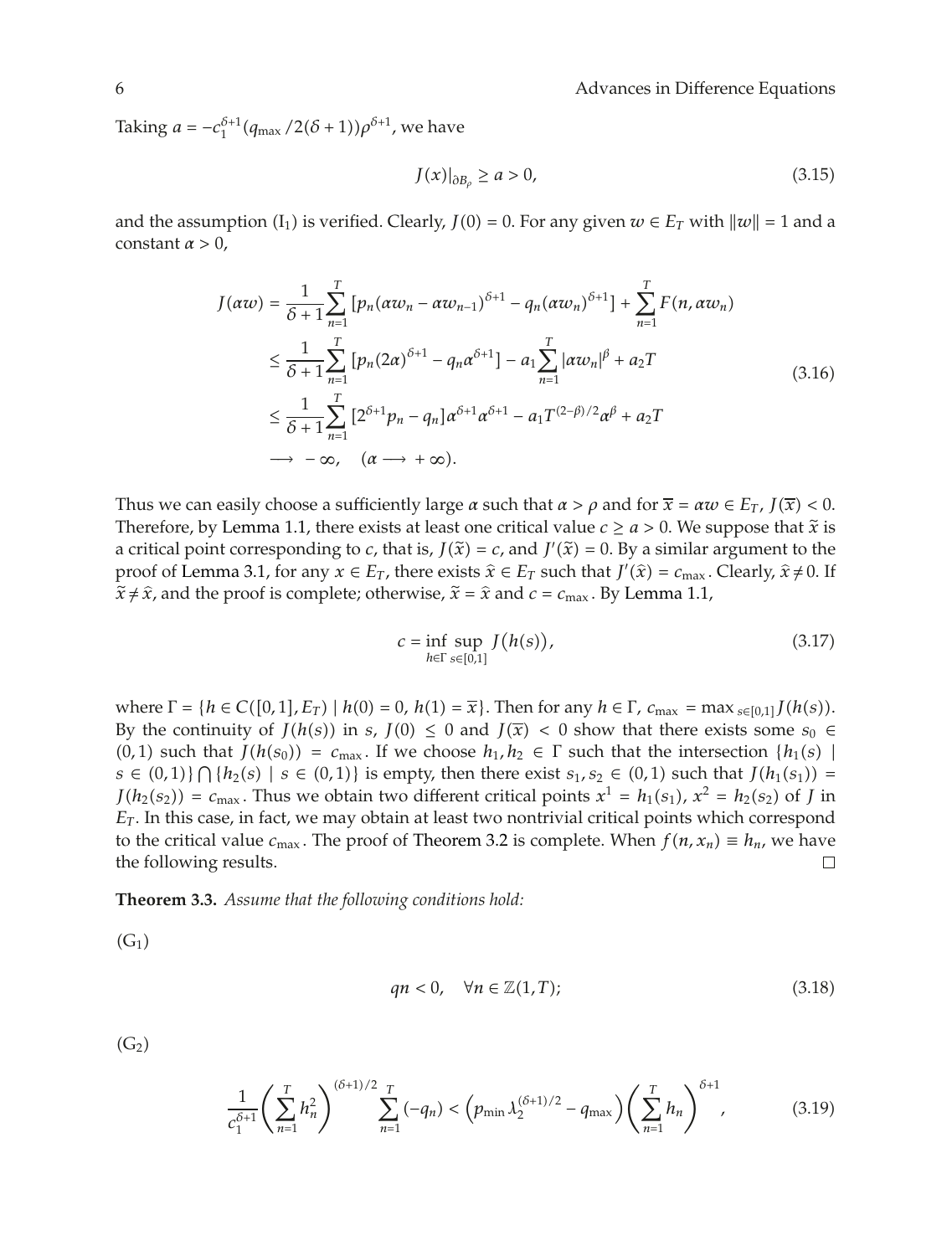Taking $a = -c_1^{\delta+1}(q_{\max}/2(\delta+1))\rho^{\delta+1}$, we have

$$J(x)|_{\partial B_\rho} \geq a > 0, \tag{3.15}$$

and the assumption $(\mathrm{I}_1)$ is verified. Clearly, $J(0) = 0$. For any given $w \in E_T$ with $\|w\| = 1$ and a constant $\alpha > 0$,

$$\begin{aligned}
J(\alpha w) &= \frac{1}{\delta+1}\sum_{n=1}^{T}\left[p_n(\alpha w_n - \alpha w_{n-1})^{\delta+1} - q_n(\alpha w_n)^{\delta+1}\right] + \sum_{n=1}^{T} F(n, \alpha w_n) \\
&\leq \frac{1}{\delta+1}\sum_{n=1}^{T}\left[p_n(2\alpha)^{\delta+1} - q_n\alpha^{\delta+1}\right] - a_1\sum_{n=1}^{T}|\alpha w_n|^{\beta} + a_2 T \\
&\leq \frac{1}{\delta+1}\sum_{n=1}^{T}\left[2^{\delta+1}p_n - q_n\right]\alpha^{\delta+1}\alpha^{\delta+1} - a_1 T^{(2-\beta)/2}\alpha^{\beta} + a_2 T \\
&\longrightarrow -\infty, \quad (\alpha \longrightarrow +\infty).
\end{aligned} \tag{3.16}$$

Thus we can easily choose a sufficiently large $\alpha$ such that $\alpha > \rho$ and for $\overline{x} = \alpha w \in E_T$, $J(\overline{x}) < 0$. Therefore, by Lemma 1.1, there exists at least one critical value $c \geq a > 0$. We suppose that $\tilde{x}$ is a critical point corresponding to $c$, that is, $J(\tilde{x}) = c$, and $J'(\tilde{x}) = 0$. By a similar argument to the proof of Lemma 3.1, for any $x \in E_T$, there exists $\hat{x} \in E_T$ such that $J'(\hat{x}) = c_{\max}$. Clearly, $\hat{x} \neq 0$. If $\tilde{x} \neq \hat{x}$, and the proof is complete; otherwise, $\tilde{x} = \hat{x}$ and $c = c_{\max}$. By Lemma 1.1,

$$c = \inf_{h\in\Gamma}\sup_{s\in[0,1]} J(h(s)), \tag{3.17}$$

where $\Gamma = \{h \in C([0,1], E_T) \mid h(0) = 0,\ h(1) = \overline{x}\}$. Then for any $h \in \Gamma$, $c_{\max} = \max_{s\in[0,1]} J(h(s))$. By the continuity of $J(h(s))$ in $s$, $J(0) \leq 0$ and $J(\overline{x}) < 0$ show that there exists some $s_0 \in (0,1)$ such that $J(h(s_0)) = c_{\max}$. If we choose $h_1, h_2 \in \Gamma$ such that the intersection $\{h_1(s) \mid s \in (0,1)\} \bigcap \{h_2(s) \mid s \in (0,1)\}$ is empty, then there exist $s_1, s_2 \in (0,1)$ such that $J(h_1(s_1)) = J(h_2(s_2)) = c_{\max}$. Thus we obtain two different critical points $x^1 = h_1(s_1)$, $x^2 = h_2(s_2)$ of $J$ in $E_T$. In this case, in fact, we may obtain at least two nontrivial critical points which correspond to the critical value $c_{\max}$. The proof of Theorem 3.2 is complete. When $f(n, x_n) \equiv h_n$, we have the following results. □

**Theorem 3.3.** *Assume that the following conditions hold:*

$(\mathrm{G}_1)$

$$qn < 0, \quad \forall n \in \mathbb{Z}(1, T); \tag{3.18}$$

$(\mathrm{G}_2)$

$$\frac{1}{c_1^{\delta+1}}\left(\sum_{n=1}^{T} h_n^2\right)^{(\delta+1)/2}\sum_{n=1}^{T}(-q_n) < \left(p_{\min}\lambda_2^{(\delta+1)/2} - q_{\max}\right)\left(\sum_{n=1}^{T} h_n\right)^{\delta+1}, \tag{3.19}$$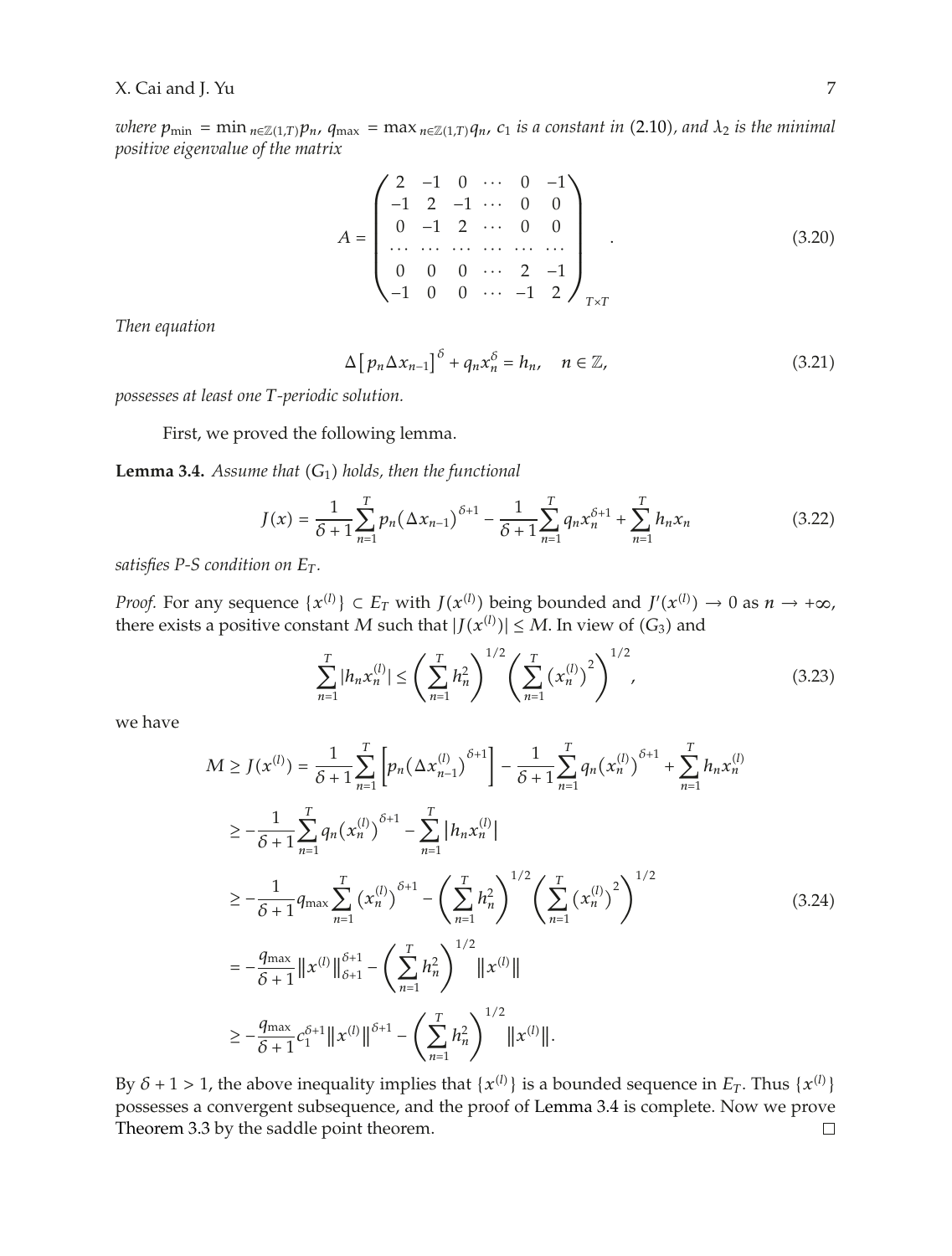*where* $p_{\min} = \min_{n\in\mathbb{Z}(1,T)} p_n$, $q_{\max} = \max_{n\in\mathbb{Z}(1,T)} q_n$, $c_1$ *is a constant in* (2.10), *and* $\lambda_2$ *is the minimal positive eigenvalue of the matrix*

$$A = \begin{pmatrix} 2 & -1 & 0 & \cdots & 0 & -1 \\ -1 & 2 & -1 & \cdots & 0 & 0 \\ 0 & -1 & 2 & \cdots & 0 & 0 \\ \cdots & \cdots & \cdots & \cdots & \cdots & \cdots \\ 0 & 0 & 0 & \cdots & 2 & -1 \\ -1 & 0 & 0 & \cdots & -1 & 2 \end{pmatrix}_{T\times T}. \tag{3.20}$$

*Then equation*

$$\Delta\left[p_n \Delta x_{n-1}\right]^{\delta} + q_n x_n^{\delta} = h_n, \quad n \in \mathbb{Z}, \tag{3.21}$$

*possesses at least one $T$-periodic solution.*

First, we proved the following lemma.

**Lemma 3.4.** *Assume that* $(G_1)$ *holds, then the functional*

$$J(x) = \frac{1}{\delta+1}\sum_{n=1}^{T} p_n\left(\Delta x_{n-1}\right)^{\delta+1} - \frac{1}{\delta+1}\sum_{n=1}^{T} q_n x_n^{\delta+1} + \sum_{n=1}^{T} h_n x_n \tag{3.22}$$

*satisfies P-S condition on* $E_T$.

*Proof.* For any sequence $\{x^{(l)}\} \subset E_T$ with $J(x^{(l)})$ being bounded and $J'(x^{(l)}) \to 0$ as $n \to +\infty$, there exists a positive constant $M$ such that $|J(x^{(l)})| \le M$. In view of $(G_3)$ and

$$\sum_{n=1}^{T} |h_n x_n^{(l)}| \le \left(\sum_{n=1}^{T} h_n^2\right)^{1/2}\left(\sum_{n=1}^{T}\left(x_n^{(l)}\right)^2\right)^{1/2}, \tag{3.23}$$

we have

$$\begin{aligned}
M \ge J(x^{(l)}) &= \frac{1}{\delta+1}\sum_{n=1}^{T}\left[p_n\left(\Delta x_{n-1}^{(l)}\right)^{\delta+1}\right] - \frac{1}{\delta+1}\sum_{n=1}^{T} q_n\left(x_n^{(l)}\right)^{\delta+1} + \sum_{n=1}^{T} h_n x_n^{(l)} \\
&\ge -\frac{1}{\delta+1}\sum_{n=1}^{T} q_n\left(x_n^{(l)}\right)^{\delta+1} - \sum_{n=1}^{T}|h_n x_n^{(l)}| \\
&\ge -\frac{1}{\delta+1} q_{\max}\sum_{n=1}^{T}\left(x_n^{(l)}\right)^{\delta+1} - \left(\sum_{n=1}^{T} h_n^2\right)^{1/2}\left(\sum_{n=1}^{T}\left(x_n^{(l)}\right)^2\right)^{1/2} \\
&= -\frac{q_{\max}}{\delta+1}\left\|x^{(l)}\right\|_{\delta+1}^{\delta+1} - \left(\sum_{n=1}^{T} h_n^2\right)^{1/2}\left\|x^{(l)}\right\| \\
&\ge -\frac{q_{\max}}{\delta+1} c_1^{\delta+1}\left\|x^{(l)}\right\|^{\delta+1} - \left(\sum_{n=1}^{T} h_n^2\right)^{1/2}\left\|x^{(l)}\right\|.
\end{aligned} \tag{3.24}$$

By $\delta + 1 > 1$, the above inequality implies that $\{x^{(l)}\}$ is a bounded sequence in $E_T$. Thus $\{x^{(l)}\}$ possesses a convergent subsequence, and the proof of Lemma 3.4 is complete. Now we prove Theorem 3.3 by the saddle point theorem. □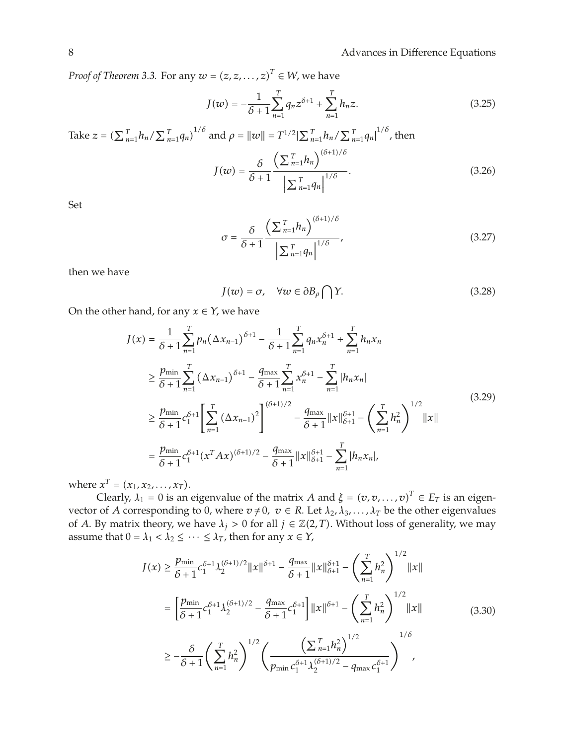*Proof of Theorem 3.3.* For any $w = (z, z, \ldots, z)^T \in W$, we have

$$J(w) = -\frac{1}{\delta+1}\sum_{n=1}^{T} q_n z^{\delta+1} + \sum_{n=1}^{T} h_n z. \tag{3.25}$$

Take $z = \left(\sum_{n=1}^{T} h_n / \sum_{n=1}^{T} q_n\right)^{1/\delta}$ and $\rho = \|w\| = T^{1/2}\left|\sum_{n=1}^{T} h_n / \sum_{n=1}^{T} q_n\right|^{1/\delta}$, then

$$J(w) = \frac{\delta}{\delta+1}\frac{\left(\sum_{n=1}^{T} h_n\right)^{(\delta+1)/\delta}}{\left|\sum_{n=1}^{T} q_n\right|^{1/\delta}}. \tag{3.26}$$

Set

$$\sigma = \frac{\delta}{\delta+1}\frac{\left(\sum_{n=1}^{T} h_n\right)^{(\delta+1)/\delta}}{\left|\sum_{n=1}^{T} q_n\right|^{1/\delta}}, \tag{3.27}$$

then we have

$$J(w) = \sigma, \quad \forall w \in \partial B_\rho \bigcap Y. \tag{3.28}$$

On the other hand, for any $x \in Y$, we have

$$\begin{aligned}
J(x) &= \frac{1}{\delta+1}\sum_{n=1}^{T} p_n(\Delta x_{n-1})^{\delta+1} - \frac{1}{\delta+1}\sum_{n=1}^{T} q_n x_n^{\delta+1} + \sum_{n=1}^{T} h_n x_n \\
&\geq \frac{p_{\min}}{\delta+1}\sum_{n=1}^{T}(\Delta x_{n-1})^{\delta+1} - \frac{q_{\max}}{\delta+1}\sum_{n=1}^{T} x_n^{\delta+1} - \sum_{n=1}^{T}|h_n x_n| \\
&\geq \frac{p_{\min}}{\delta+1}c_1^{\delta+1}\left[\sum_{n=1}^{T}(\Delta x_{n-1})^2\right]^{(\delta+1)/2} - \frac{q_{\max}}{\delta+1}\|x\|_{\delta+1}^{\delta+1} - \left(\sum_{n=1}^{T} h_n^2\right)^{1/2}\|x\| \\
&= \frac{p_{\min}}{\delta+1}c_1^{\delta+1}(x^T A x)^{(\delta+1)/2} - \frac{q_{\max}}{\delta+1}\|x\|_{\delta+1}^{\delta+1} - \sum_{n=1}^{T}|h_n x_n|,
\end{aligned} \tag{3.29}$$

where $x^T = (x_1, x_2, \ldots, x_T)$.

Clearly, $\lambda_1 = 0$ is an eigenvalue of the matrix $A$ and $\xi = (v, v, \ldots, v)^T \in E_T$ is an eigenvector of $A$ corresponding to 0, where $v \neq 0$, $v \in R$. Let $\lambda_2, \lambda_3, \ldots, \lambda_T$ be the other eigenvalues of $A$. By matrix theory, we have $\lambda_j > 0$ for all $j \in \mathbb{Z}(2, T)$. Without loss of generality, we may assume that $0 = \lambda_1 < \lambda_2 \leq \cdots \leq \lambda_T$, then for any $x \in Y$,

$$\begin{aligned}
J(x) &\geq \frac{p_{\min}}{\delta+1}c_1^{\delta+1}\lambda_2^{(\delta+1)/2}\|x\|^{\delta+1} - \frac{q_{\max}}{\delta+1}\|x\|_{\delta+1}^{\delta+1} - \left(\sum_{n=1}^{T} h_n^2\right)^{1/2}\|x\| \\
&= \left[\frac{p_{\min}}{\delta+1}c_1^{\delta+1}\lambda_2^{(\delta+1)/2} - \frac{q_{\max}}{\delta+1}c_1^{\delta+1}\right]\|x\|^{\delta+1} - \left(\sum_{n=1}^{T} h_n^2\right)^{1/2}\|x\| \\
&\geq -\frac{\delta}{\delta+1}\left(\sum_{n=1}^{T} h_n^2\right)^{1/2}\left(\frac{\left(\sum_{n=1}^{T} h_n^2\right)^{1/2}}{p_{\min}c_1^{\delta+1}\lambda_2^{(\delta+1)/2} - q_{\max}c_1^{\delta+1}}\right)^{1/\delta},
\end{aligned} \tag{3.30}$$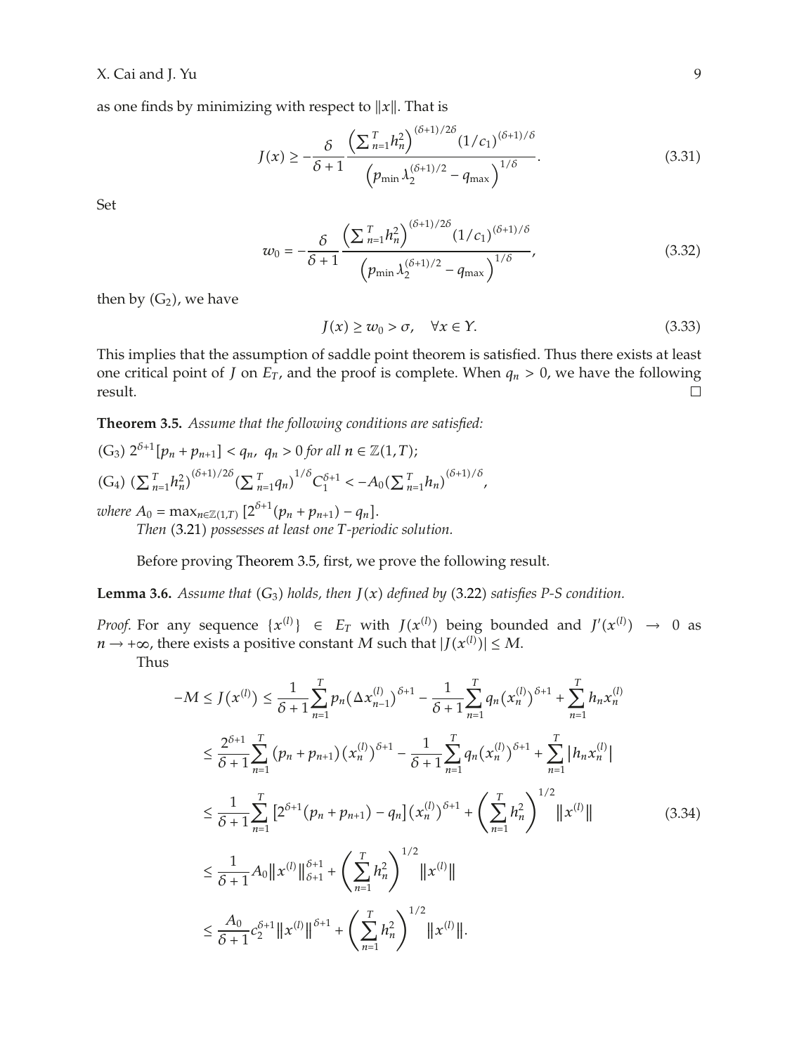as one finds by minimizing with respect to $\|x\|$. That is

$$J(x) \geq -\frac{\delta}{\delta+1} \frac{\left(\sum_{n=1}^{T} h_n^2\right)^{(\delta+1)/2\delta} (1/c_1)^{(\delta+1)/\delta}}{\left(p_{\min} \lambda_2^{(\delta+1)/2} - q_{\max}\right)^{1/\delta}}. \tag{3.31}$$

Set

$$w_0 = -\frac{\delta}{\delta+1} \frac{\left(\sum_{n=1}^{T} h_n^2\right)^{(\delta+1)/2\delta} (1/c_1)^{(\delta+1)/\delta}}{\left(p_{\min} \lambda_2^{(\delta+1)/2} - q_{\max}\right)^{1/\delta}}, \tag{3.32}$$

then by $(G_2)$, we have

$$J(x) \geq w_0 > \sigma, \quad \forall x \in Y. \tag{3.33}$$

This implies that the assumption of saddle point theorem is satisfied. Thus there exists at least one critical point of $J$ on $E_T$, and the proof is complete. When $q_n > 0$, we have the following result. $\square$

**Theorem 3.5.** *Assume that the following conditions are satisfied:*

$(G_3)$ $2^{\delta+1}[p_n + p_{n+1}] < q_n$, $q_n > 0$ *for all* $n \in \mathbb{Z}(1,T)$;

$(G_4)$ $(\sum_{n=1}^{T} h_n^2)^{(\delta+1)/2\delta} (\sum_{n=1}^{T} q_n)^{1/\delta} C_1^{\delta+1} < -A_0 (\sum_{n=1}^{T} h_n)^{(\delta+1)/\delta}$,

*where* $A_0 = \max_{n \in \mathbb{Z}(1,T)} [2^{\delta+1}(p_n + p_{n+1}) - q_n]$.

*Then* (3.21) *possesses at least one T-periodic solution.*

Before proving Theorem 3.5, first, we prove the following result.

**Lemma 3.6.** *Assume that* $(G_3)$ *holds, then* $J(x)$ *defined by* (3.22) *satisfies P-S condition.*

*Proof.* For any sequence $\{x^{(l)}\} \in E_T$ with $J(x^{(l)})$ being bounded and $J'(x^{(l)}) \to 0$ as $n \to +\infty$, there exists a positive constant $M$ such that $|J(x^{(l)})| \leq M$.

Thus

$$\begin{aligned}
-M \leq J(x^{(l)}) &\leq \frac{1}{\delta+1} \sum_{n=1}^{T} p_n (\Delta x_{n-1}^{(l)})^{\delta+1} - \frac{1}{\delta+1} \sum_{n=1}^{T} q_n (x_n^{(l)})^{\delta+1} + \sum_{n=1}^{T} h_n x_n^{(l)} \\
&\leq \frac{2^{\delta+1}}{\delta+1} \sum_{n=1}^{T} (p_n + p_{n+1}) (x_n^{(l)})^{\delta+1} - \frac{1}{\delta+1} \sum_{n=1}^{T} q_n (x_n^{(l)})^{\delta+1} + \sum_{n=1}^{T} |h_n x_n^{(l)}| \\
&\leq \frac{1}{\delta+1} \sum_{n=1}^{T} [2^{\delta+1}(p_n + p_{n+1}) - q_n] (x_n^{(l)})^{\delta+1} + \left(\sum_{n=1}^{T} h_n^2\right)^{1/2} \|x^{(l)}\| \\
&\leq \frac{1}{\delta+1} A_0 \|x^{(l)}\|_{\delta+1}^{\delta+1} + \left(\sum_{n=1}^{T} h_n^2\right)^{1/2} \|x^{(l)}\| \\
&\leq \frac{A_0}{\delta+1} c_2^{\delta+1} \|x^{(l)}\|^{\delta+1} + \left(\sum_{n=1}^{T} h_n^2\right)^{1/2} \|x^{(l)}\|.
\end{aligned} \tag{3.34}$$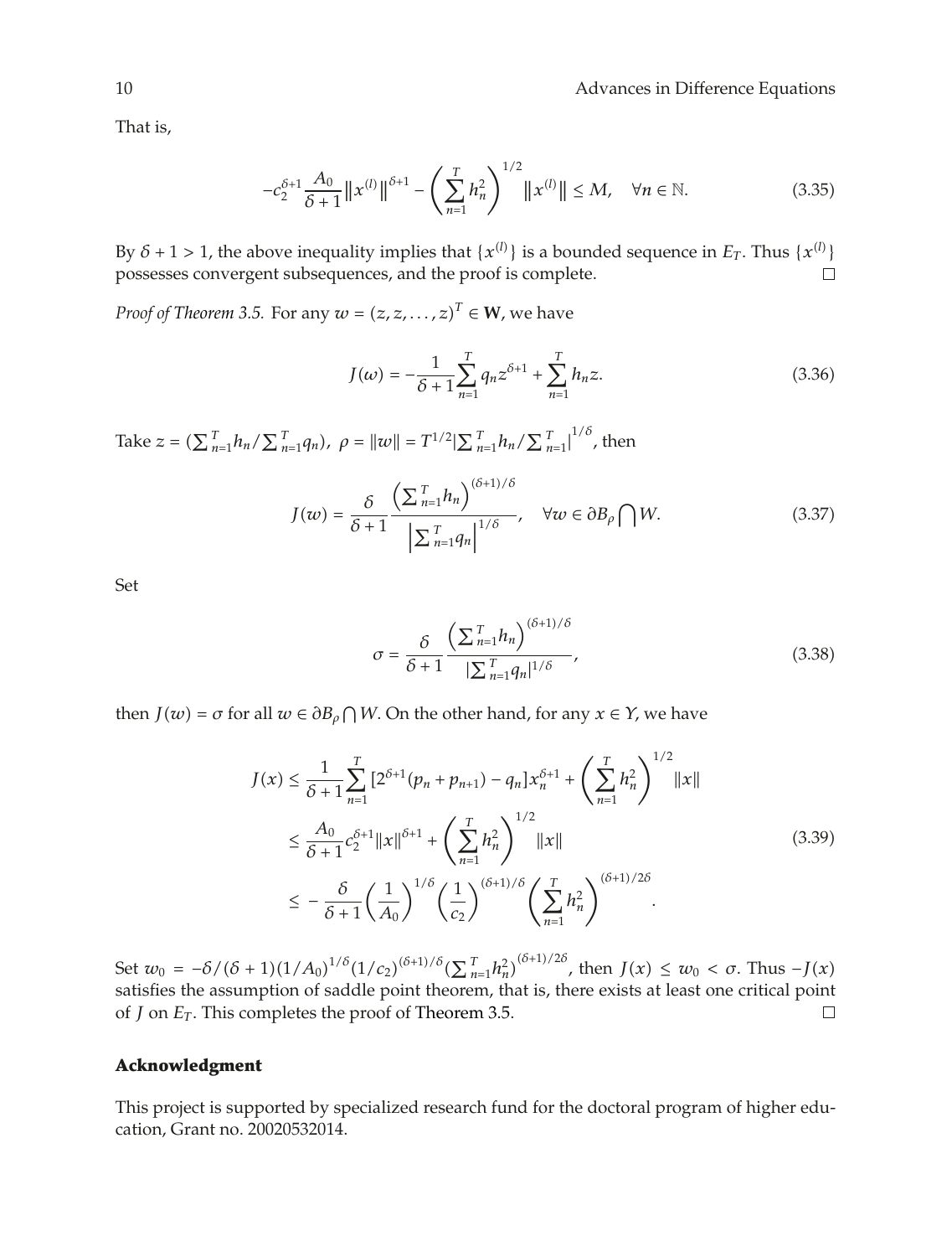That is,

$$-c_2^{\delta+1}\frac{A_0}{\delta+1}\left\|x^{(l)}\right\|^{\delta+1}-\left(\sum_{n=1}^{T}h_n^2\right)^{1/2}\left\|x^{(l)}\right\|\leq M,\quad \forall n\in\mathbb{N}. \tag{3.35}$$

By $\delta+1>1$, the above inequality implies that $\{x^{(l)}\}$ is a bounded sequence in $E_T$. Thus $\{x^{(l)}\}$ possesses convergent subsequences, and the proof is complete. □

*Proof of Theorem 3.5.* For any $w=(z,z,\ldots,z)^T\in\mathbf{W}$, we have

$$J(w)=-\frac{1}{\delta+1}\sum_{n=1}^{T}q_n z^{\delta+1}+\sum_{n=1}^{T}h_n z. \tag{3.36}$$

Take $z=(\sum_{n=1}^{T}h_n/\sum_{n=1}^{T}q_n)$, $\rho=\|w\|=T^{1/2}|\sum_{n=1}^{T}h_n/\sum_{n=1}^{T}|^{1/\delta}$, then

$$J(w)=\frac{\delta}{\delta+1}\frac{\left(\sum_{n=1}^{T}h_n\right)^{(\delta+1)/\delta}}{\left|\sum_{n=1}^{T}q_n\right|^{1/\delta}},\quad \forall w\in\partial B_\rho\bigcap W. \tag{3.37}$$

Set

$$\sigma=\frac{\delta}{\delta+1}\frac{\left(\sum_{n=1}^{T}h_n\right)^{(\delta+1)/\delta}}{|\sum_{n=1}^{T}q_n|^{1/\delta}}, \tag{3.38}$$

then $J(w)=\sigma$ for all $w\in\partial B_\rho\bigcap W$. On the other hand, for any $x\in Y$, we have

$$\begin{aligned}
J(x)&\leq\frac{1}{\delta+1}\sum_{n=1}^{T}\left[2^{\delta+1}(p_n+p_{n+1})-q_n\right]x_n^{\delta+1}+\left(\sum_{n=1}^{T}h_n^2\right)^{1/2}\|x\|\\
&\leq\frac{A_0}{\delta+1}c_2^{\delta+1}\|x\|^{\delta+1}+\left(\sum_{n=1}^{T}h_n^2\right)^{1/2}\|x\|\\
&\leq-\frac{\delta}{\delta+1}\left(\frac{1}{A_0}\right)^{1/\delta}\left(\frac{1}{c_2}\right)^{(\delta+1)/\delta}\left(\sum_{n=1}^{T}h_n^2\right)^{(\delta+1)/2\delta}.
\end{aligned} \tag{3.39}$$

Set $w_0=-\delta/(\delta+1)(1/A_0)^{1/\delta}(1/c_2)^{(\delta+1)/\delta}(\sum_{n=1}^{T}h_n^2)^{(\delta+1)/2\delta}$, then $J(x)\leq w_0<\sigma$. Thus $-J(x)$ satisfies the assumption of saddle point theorem, that is, there exists at least one critical point of $J$ on $E_T$. This completes the proof of Theorem 3.5. □

## Acknowledgment

This project is supported by specialized research fund for the doctoral program of higher education, Grant no. 20020532014.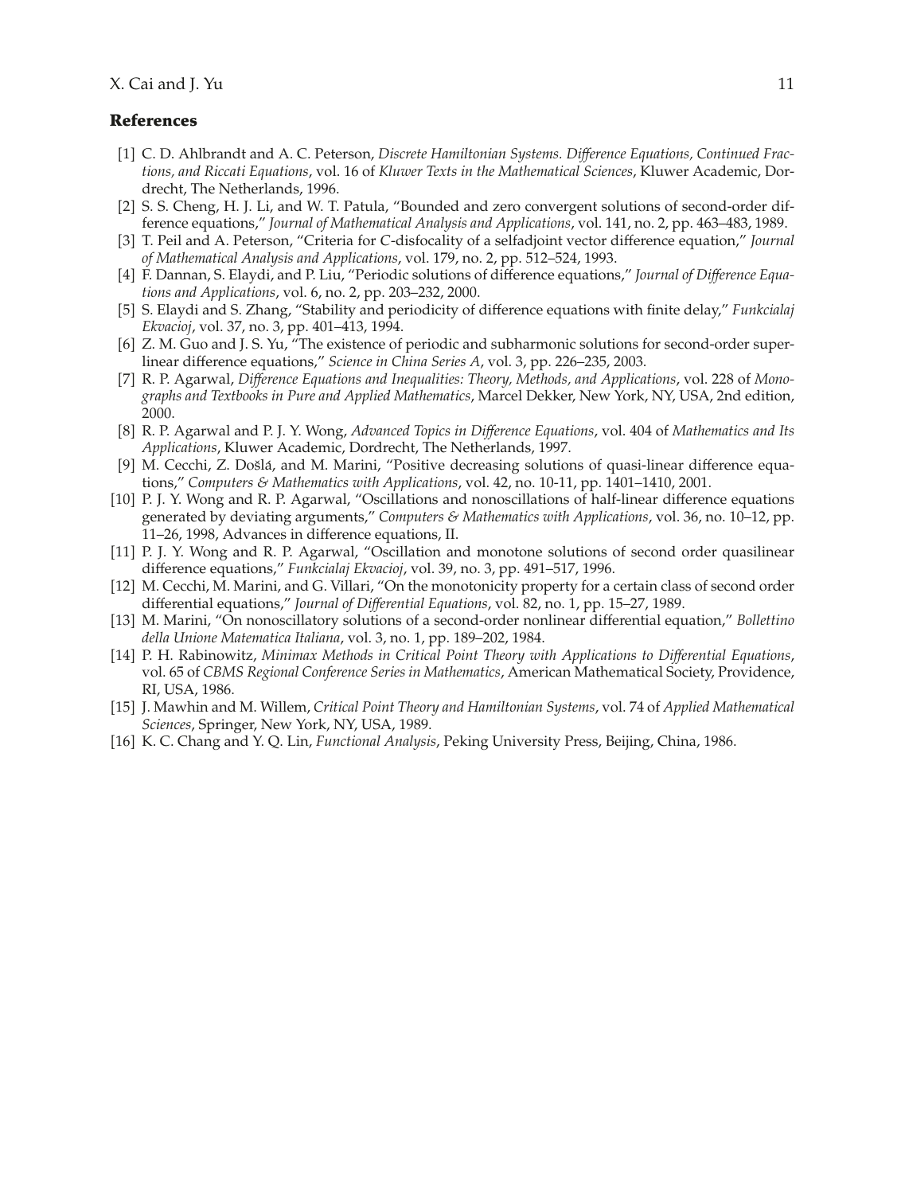## References

[1] C. D. Ahlbrandt and A. C. Peterson, *Discrete Hamiltonian Systems. Difference Equations, Continued Fractions, and Riccati Equations*, vol. 16 of *Kluwer Texts in the Mathematical Sciences*, Kluwer Academic, Dordrecht, The Netherlands, 1996.

[2] S. S. Cheng, H. J. Li, and W. T. Patula, "Bounded and zero convergent solutions of second-order difference equations," *Journal of Mathematical Analysis and Applications*, vol. 141, no. 2, pp. 463–483, 1989.

[3] T. Peil and A. Peterson, "Criteria for *C*-disfocality of a selfadjoint vector difference equation," *Journal of Mathematical Analysis and Applications*, vol. 179, no. 2, pp. 512–524, 1993.

[4] F. Dannan, S. Elaydi, and P. Liu, "Periodic solutions of difference equations," *Journal of Difference Equations and Applications*, vol. 6, no. 2, pp. 203–232, 2000.

[5] S. Elaydi and S. Zhang, "Stability and periodicity of difference equations with finite delay," *Funkcialaj Ekvacioj*, vol. 37, no. 3, pp. 401–413, 1994.

[6] Z. M. Guo and J. S. Yu, "The existence of periodic and subharmonic solutions for second-order superlinear difference equations," *Science in China Series A*, vol. 3, pp. 226–235, 2003.

[7] R. P. Agarwal, *Difference Equations and Inequalities: Theory, Methods, and Applications*, vol. 228 of *Monographs and Textbooks in Pure and Applied Mathematics*, Marcel Dekker, New York, NY, USA, 2nd edition, 2000.

[8] R. P. Agarwal and P. J. Y. Wong, *Advanced Topics in Difference Equations*, vol. 404 of *Mathematics and Its Applications*, Kluwer Academic, Dordrecht, The Netherlands, 1997.

[9] M. Cecchi, Z. Došlá, and M. Marini, "Positive decreasing solutions of quasi-linear difference equations," *Computers & Mathematics with Applications*, vol. 42, no. 10-11, pp. 1401–1410, 2001.

[10] P. J. Y. Wong and R. P. Agarwal, "Oscillations and nonoscillations of half-linear difference equations generated by deviating arguments," *Computers & Mathematics with Applications*, vol. 36, no. 10–12, pp. 11–26, 1998, Advances in difference equations, II.

[11] P. J. Y. Wong and R. P. Agarwal, "Oscillation and monotone solutions of second order quasilinear difference equations," *Funkcialaj Ekvacioj*, vol. 39, no. 3, pp. 491–517, 1996.

[12] M. Cecchi, M. Marini, and G. Villari, "On the monotonicity property for a certain class of second order differential equations," *Journal of Differential Equations*, vol. 82, no. 1, pp. 15–27, 1989.

[13] M. Marini, "On nonoscillatory solutions of a second-order nonlinear differential equation," *Bollettino della Unione Matematica Italiana*, vol. 3, no. 1, pp. 189–202, 1984.

[14] P. H. Rabinowitz, *Minimax Methods in Critical Point Theory with Applications to Differential Equations*, vol. 65 of *CBMS Regional Conference Series in Mathematics*, American Mathematical Society, Providence, RI, USA, 1986.

[15] J. Mawhin and M. Willem, *Critical Point Theory and Hamiltonian Systems*, vol. 74 of *Applied Mathematical Sciences*, Springer, New York, NY, USA, 1989.

[16] K. C. Chang and Y. Q. Lin, *Functional Analysis*, Peking University Press, Beijing, China, 1986.